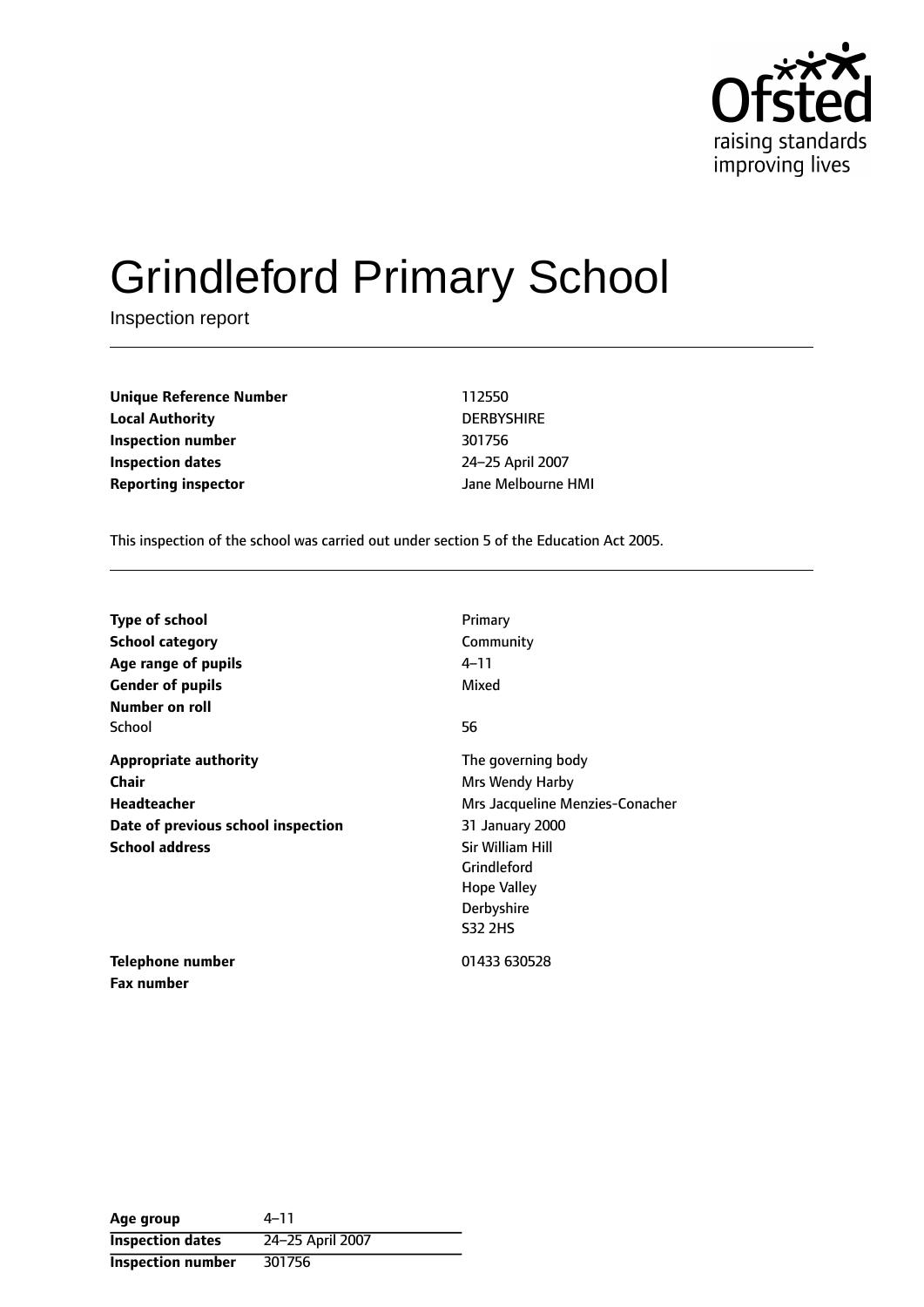Ofsted
raising standards
improving lives

# Grindleford Primary School

Inspection report

| | |
|---|---|
| **Unique Reference Number** | 112550 |
| **Local Authority** | DERBYSHIRE |
| **Inspection number** | 301756 |
| **Inspection dates** | 24–25 April 2007 |
| **Reporting inspector** | Jane Melbourne HMI |

This inspection of the school was carried out under section 5 of the Education Act 2005.

| | |
|---|---|
| **Type of school** | Primary |
| **School category** | Community |
| **Age range of pupils** | 4–11 |
| **Gender of pupils** | Mixed |
| **Number on roll** | |
| School | 56 |
| **Appropriate authority** | The governing body |
| **Chair** | Mrs Wendy Harby |
| **Headteacher** | Mrs Jacqueline Menzies-Conacher |
| **Date of previous school inspection** | 31 January 2000 |
| **School address** | Sir William Hill<br>Grindleford<br>Hope Valley<br>Derbyshire<br>S32 2HS |
| **Telephone number** | 01433 630528 |
| **Fax number** | |

| | |
|---|---|
| **Age group** | 4–11 |
| **Inspection dates** | 24–25 April 2007 |
| **Inspection number** | 301756 |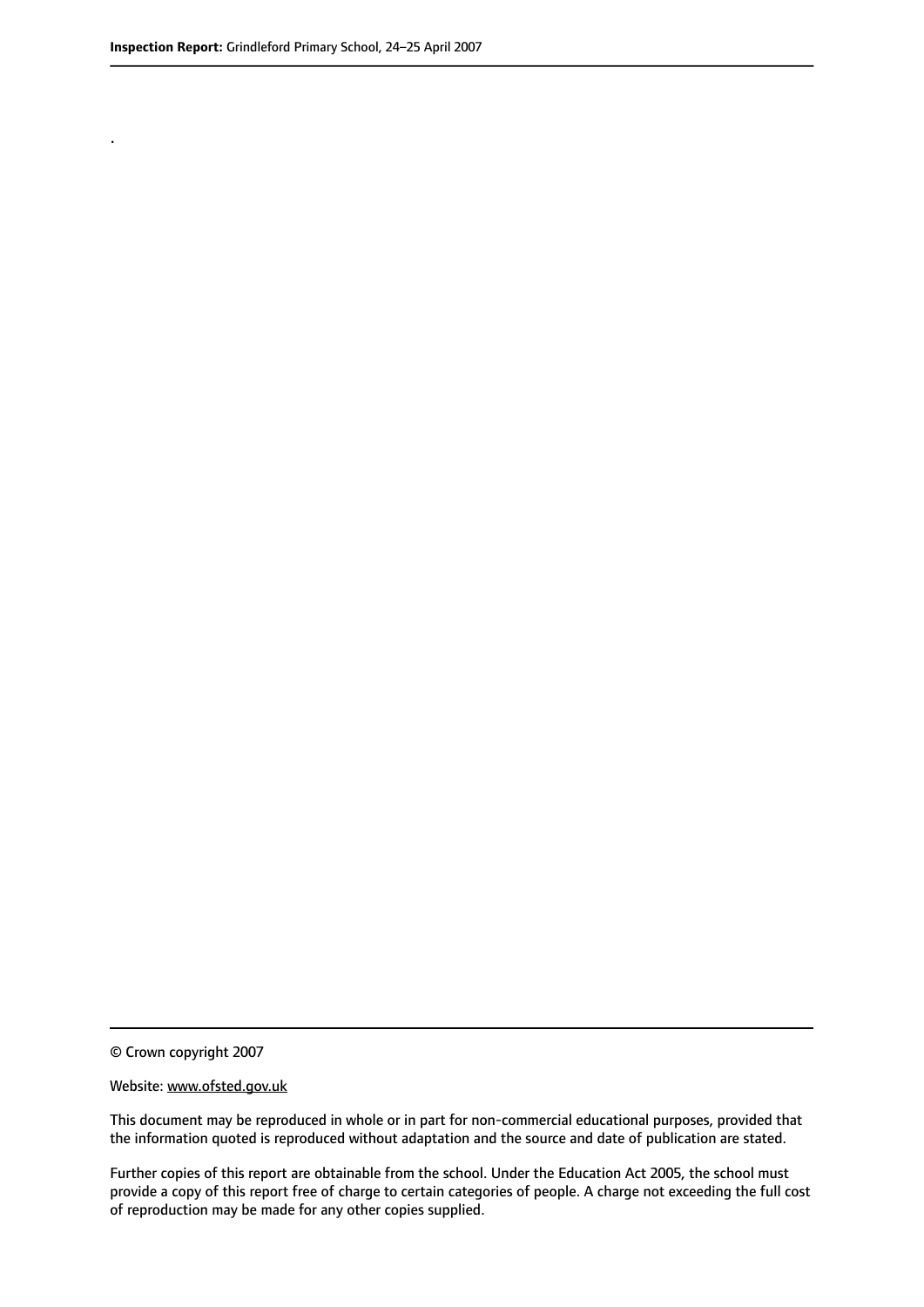.

© Crown copyright 2007

Website: www.ofsted.gov.uk

This document may be reproduced in whole or in part for non-commercial educational purposes, provided that the information quoted is reproduced without adaptation and the source and date of publication are stated.

Further copies of this report are obtainable from the school. Under the Education Act 2005, the school must provide a copy of this report free of charge to certain categories of people. A charge not exceeding the full cost of reproduction may be made for any other copies supplied.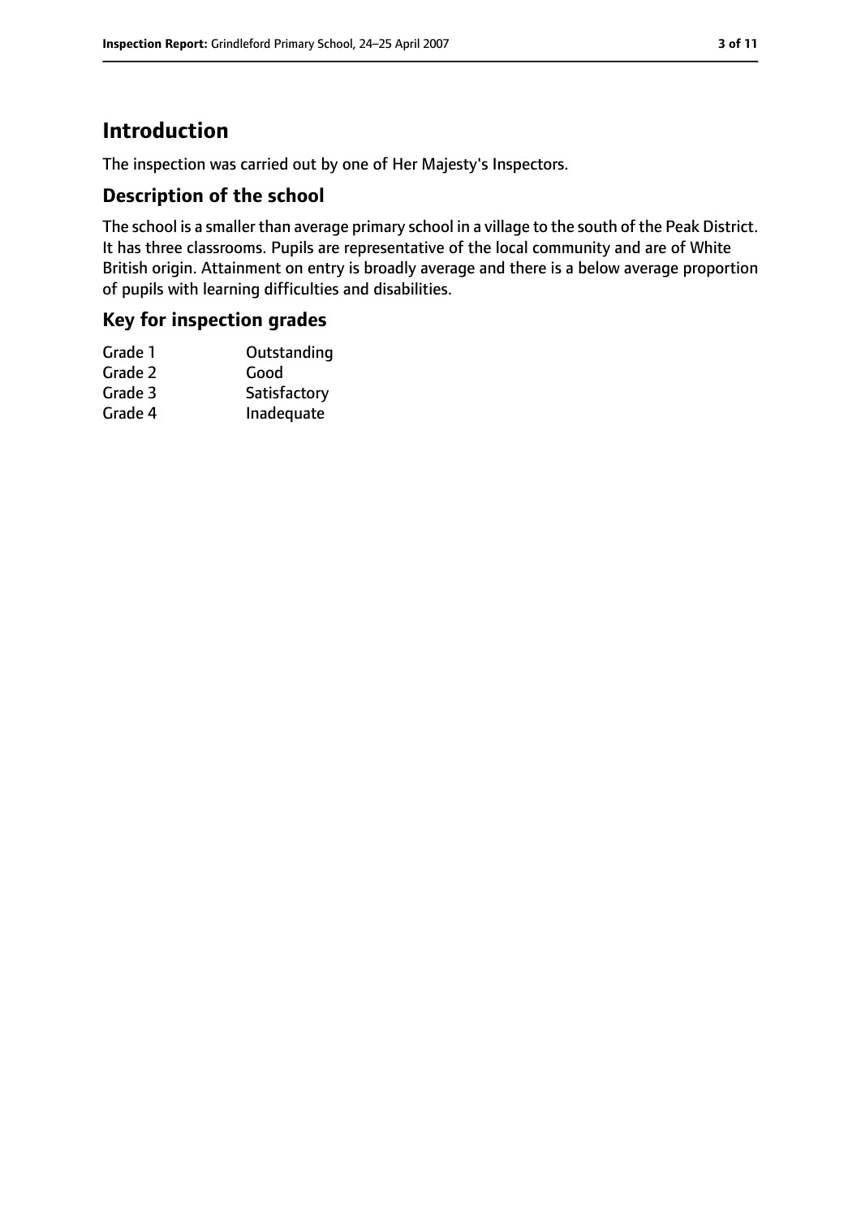# Introduction

The inspection was carried out by one of Her Majesty's Inspectors.

## Description of the school

The school is a smaller than average primary school in a village to the south of the Peak District. It has three classrooms. Pupils are representative of the local community and are of White British origin. Attainment on entry is broadly average and there is a below average proportion of pupils with learning difficulties and disabilities.

## Key for inspection grades

| | |
|---|---|
| Grade 1 | Outstanding |
| Grade 2 | Good |
| Grade 3 | Satisfactory |
| Grade 4 | Inadequate |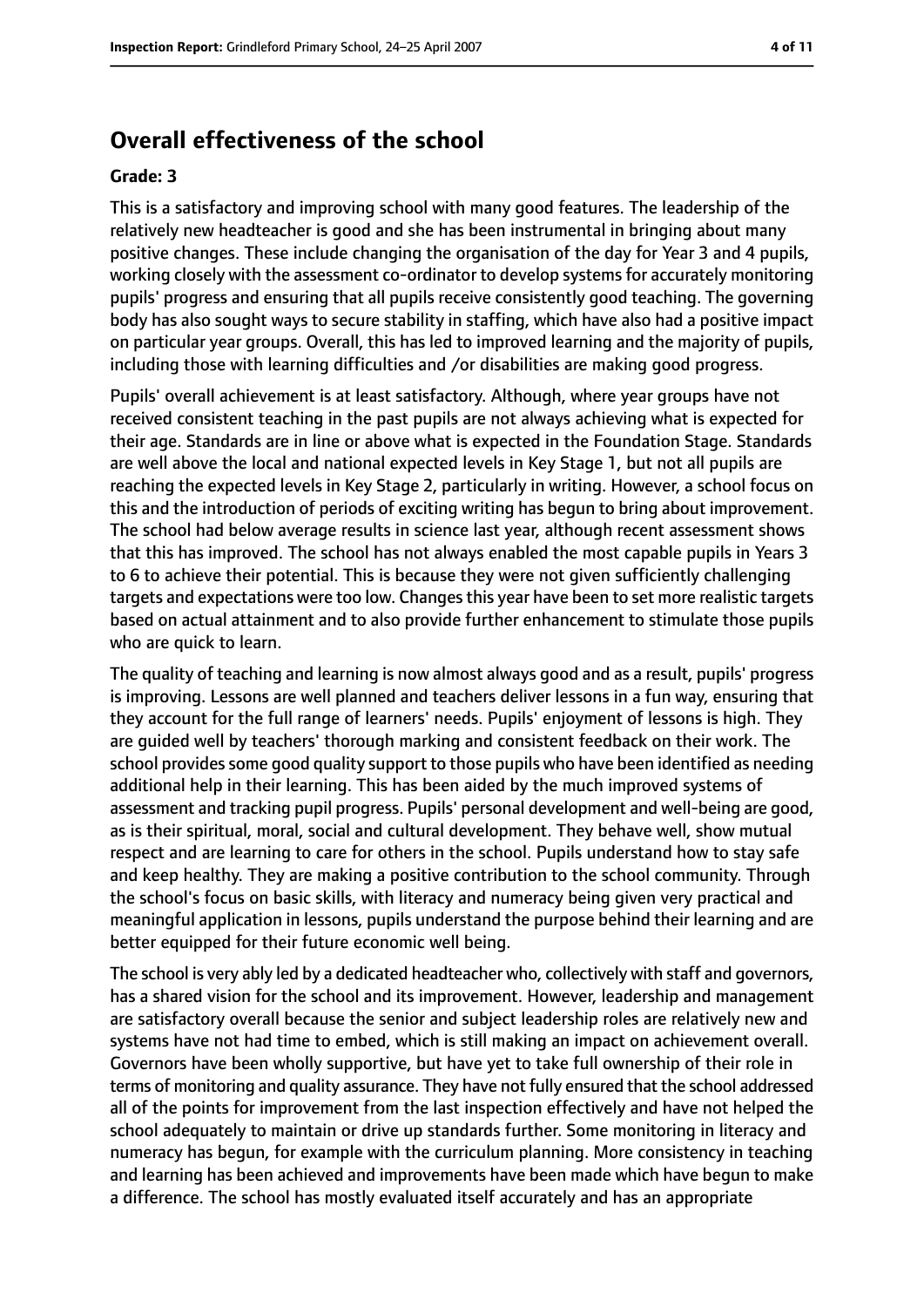## Overall effectiveness of the school

### Grade: 3

This is a satisfactory and improving school with many good features. The leadership of the relatively new headteacher is good and she has been instrumental in bringing about many positive changes. These include changing the organisation of the day for Year 3 and 4 pupils, working closely with the assessment co-ordinator to develop systems for accurately monitoring pupils' progress and ensuring that all pupils receive consistently good teaching. The governing body has also sought ways to secure stability in staffing, which have also had a positive impact on particular year groups. Overall, this has led to improved learning and the majority of pupils, including those with learning difficulties and /or disabilities are making good progress.

Pupils' overall achievement is at least satisfactory. Although, where year groups have not received consistent teaching in the past pupils are not always achieving what is expected for their age. Standards are in line or above what is expected in the Foundation Stage. Standards are well above the local and national expected levels in Key Stage 1, but not all pupils are reaching the expected levels in Key Stage 2, particularly in writing. However, a school focus on this and the introduction of periods of exciting writing has begun to bring about improvement. The school had below average results in science last year, although recent assessment shows that this has improved. The school has not always enabled the most capable pupils in Years 3 to 6 to achieve their potential. This is because they were not given sufficiently challenging targets and expectations were too low. Changes this year have been to set more realistic targets based on actual attainment and to also provide further enhancement to stimulate those pupils who are quick to learn.

The quality of teaching and learning is now almost always good and as a result, pupils' progress is improving. Lessons are well planned and teachers deliver lessons in a fun way, ensuring that they account for the full range of learners' needs. Pupils' enjoyment of lessons is high. They are guided well by teachers' thorough marking and consistent feedback on their work. The school provides some good quality support to those pupils who have been identified as needing additional help in their learning. This has been aided by the much improved systems of assessment and tracking pupil progress. Pupils' personal development and well-being are good, as is their spiritual, moral, social and cultural development. They behave well, show mutual respect and are learning to care for others in the school. Pupils understand how to stay safe and keep healthy. They are making a positive contribution to the school community. Through the school's focus on basic skills, with literacy and numeracy being given very practical and meaningful application in lessons, pupils understand the purpose behind their learning and are better equipped for their future economic well being.

The school is very ably led by a dedicated headteacher who, collectively with staff and governors, has a shared vision for the school and its improvement. However, leadership and management are satisfactory overall because the senior and subject leadership roles are relatively new and systems have not had time to embed, which is still making an impact on achievement overall. Governors have been wholly supportive, but have yet to take full ownership of their role in terms of monitoring and quality assurance. They have not fully ensured that the school addressed all of the points for improvement from the last inspection effectively and have not helped the school adequately to maintain or drive up standards further. Some monitoring in literacy and numeracy has begun, for example with the curriculum planning. More consistency in teaching and learning has been achieved and improvements have been made which have begun to make a difference. The school has mostly evaluated itself accurately and has an appropriate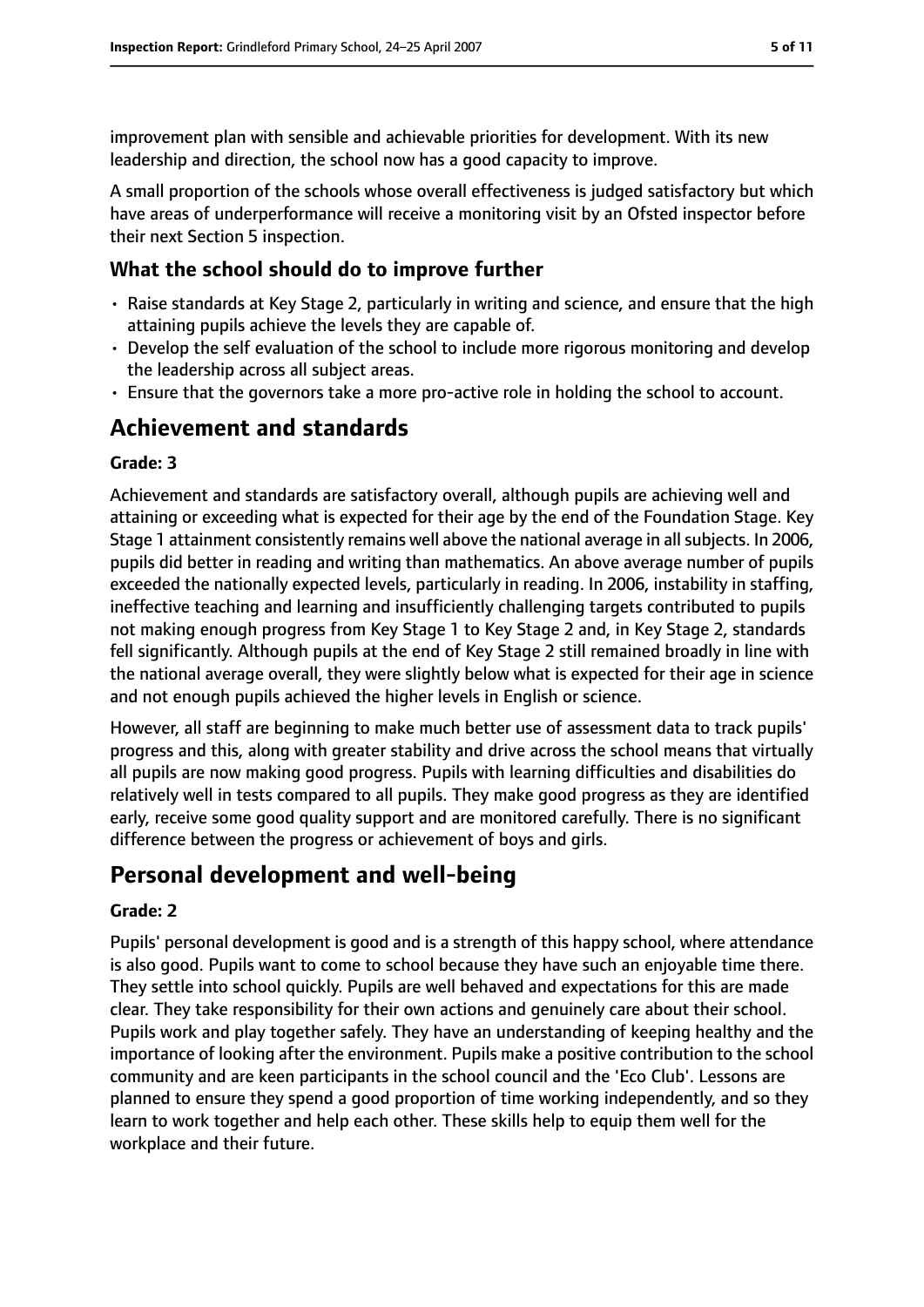improvement plan with sensible and achievable priorities for development. With its new leadership and direction, the school now has a good capacity to improve.

A small proportion of the schools whose overall effectiveness is judged satisfactory but which have areas of underperformance will receive a monitoring visit by an Ofsted inspector before their next Section 5 inspection.

### What the school should do to improve further

- Raise standards at Key Stage 2, particularly in writing and science, and ensure that the high attaining pupils achieve the levels they are capable of.
- Develop the self evaluation of the school to include more rigorous monitoring and develop the leadership across all subject areas.
- Ensure that the governors take a more pro-active role in holding the school to account.

## Achievement and standards

#### Grade: 3

Achievement and standards are satisfactory overall, although pupils are achieving well and attaining or exceeding what is expected for their age by the end of the Foundation Stage. Key Stage 1 attainment consistently remains well above the national average in all subjects. In 2006, pupils did better in reading and writing than mathematics. An above average number of pupils exceeded the nationally expected levels, particularly in reading. In 2006, instability in staffing, ineffective teaching and learning and insufficiently challenging targets contributed to pupils not making enough progress from Key Stage 1 to Key Stage 2 and, in Key Stage 2, standards fell significantly. Although pupils at the end of Key Stage 2 still remained broadly in line with the national average overall, they were slightly below what is expected for their age in science and not enough pupils achieved the higher levels in English or science.

However, all staff are beginning to make much better use of assessment data to track pupils' progress and this, along with greater stability and drive across the school means that virtually all pupils are now making good progress. Pupils with learning difficulties and disabilities do relatively well in tests compared to all pupils. They make good progress as they are identified early, receive some good quality support and are monitored carefully. There is no significant difference between the progress or achievement of boys and girls.

## Personal development and well-being

#### Grade: 2

Pupils' personal development is good and is a strength of this happy school, where attendance is also good. Pupils want to come to school because they have such an enjoyable time there. They settle into school quickly. Pupils are well behaved and expectations for this are made clear. They take responsibility for their own actions and genuinely care about their school. Pupils work and play together safely. They have an understanding of keeping healthy and the importance of looking after the environment. Pupils make a positive contribution to the school community and are keen participants in the school council and the 'Eco Club'. Lessons are planned to ensure they spend a good proportion of time working independently, and so they learn to work together and help each other. These skills help to equip them well for the workplace and their future.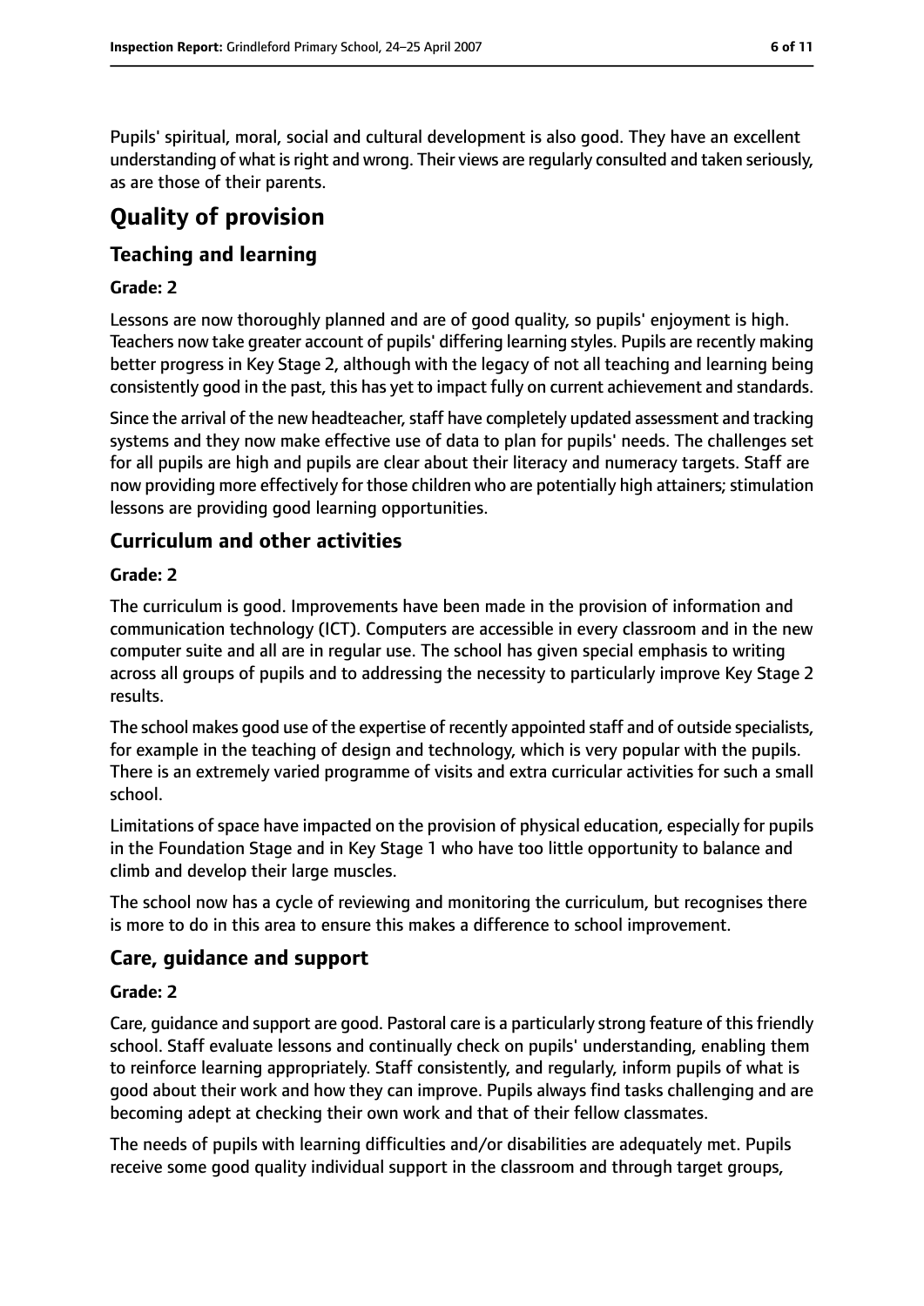Pupils' spiritual, moral, social and cultural development is also good. They have an excellent understanding of what is right and wrong. Their views are regularly consulted and taken seriously, as are those of their parents.

# Quality of provision

## Teaching and learning

**Grade: 2**

Lessons are now thoroughly planned and are of good quality, so pupils' enjoyment is high. Teachers now take greater account of pupils' differing learning styles. Pupils are recently making better progress in Key Stage 2, although with the legacy of not all teaching and learning being consistently good in the past, this has yet to impact fully on current achievement and standards.

Since the arrival of the new headteacher, staff have completely updated assessment and tracking systems and they now make effective use of data to plan for pupils' needs. The challenges set for all pupils are high and pupils are clear about their literacy and numeracy targets. Staff are now providing more effectively for those children who are potentially high attainers; stimulation lessons are providing good learning opportunities.

## Curriculum and other activities

**Grade: 2**

The curriculum is good. Improvements have been made in the provision of information and communication technology (ICT). Computers are accessible in every classroom and in the new computer suite and all are in regular use. The school has given special emphasis to writing across all groups of pupils and to addressing the necessity to particularly improve Key Stage 2 results.

The school makes good use of the expertise of recently appointed staff and of outside specialists, for example in the teaching of design and technology, which is very popular with the pupils. There is an extremely varied programme of visits and extra curricular activities for such a small school.

Limitations of space have impacted on the provision of physical education, especially for pupils in the Foundation Stage and in Key Stage 1 who have too little opportunity to balance and climb and develop their large muscles.

The school now has a cycle of reviewing and monitoring the curriculum, but recognises there is more to do in this area to ensure this makes a difference to school improvement.

## Care, guidance and support

**Grade: 2**

Care, guidance and support are good. Pastoral care is a particularly strong feature of this friendly school. Staff evaluate lessons and continually check on pupils' understanding, enabling them to reinforce learning appropriately. Staff consistently, and regularly, inform pupils of what is good about their work and how they can improve. Pupils always find tasks challenging and are becoming adept at checking their own work and that of their fellow classmates.

The needs of pupils with learning difficulties and/or disabilities are adequately met. Pupils receive some good quality individual support in the classroom and through target groups,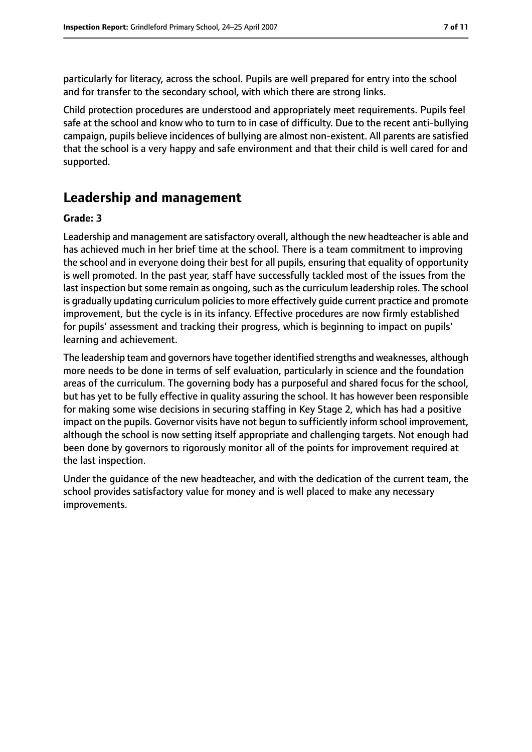particularly for literacy, across the school. Pupils are well prepared for entry into the school and for transfer to the secondary school, with which there are strong links.

Child protection procedures are understood and appropriately meet requirements. Pupils feel safe at the school and know who to turn to in case of difficulty. Due to the recent anti-bullying campaign, pupils believe incidences of bullying are almost non-existent. All parents are satisfied that the school is a very happy and safe environment and that their child is well cared for and supported.

## Leadership and management

**Grade: 3**

Leadership and management are satisfactory overall, although the new headteacher is able and has achieved much in her brief time at the school. There is a team commitment to improving the school and in everyone doing their best for all pupils, ensuring that equality of opportunity is well promoted. In the past year, staff have successfully tackled most of the issues from the last inspection but some remain as ongoing, such as the curriculum leadership roles. The school is gradually updating curriculum policies to more effectively guide current practice and promote improvement, but the cycle is in its infancy. Effective procedures are now firmly established for pupils' assessment and tracking their progress, which is beginning to impact on pupils' learning and achievement.

The leadership team and governors have together identified strengths and weaknesses, although more needs to be done in terms of self evaluation, particularly in science and the foundation areas of the curriculum. The governing body has a purposeful and shared focus for the school, but has yet to be fully effective in quality assuring the school. It has however been responsible for making some wise decisions in securing staffing in Key Stage 2, which has had a positive impact on the pupils. Governor visits have not begun to sufficiently inform school improvement, although the school is now setting itself appropriate and challenging targets. Not enough had been done by governors to rigorously monitor all of the points for improvement required at the last inspection.

Under the guidance of the new headteacher, and with the dedication of the current team, the school provides satisfactory value for money and is well placed to make any necessary improvements.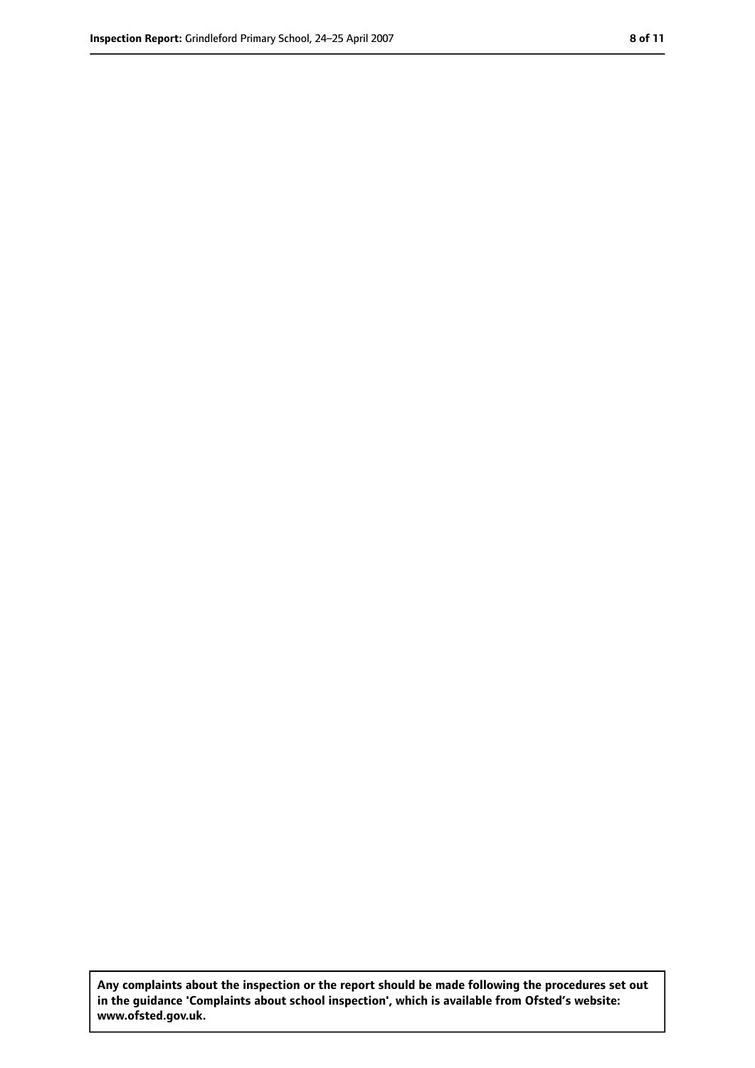**Any complaints about the inspection or the report should be made following the procedures set out in the guidance 'Complaints about school inspection', which is available from Ofsted's website: www.ofsted.gov.uk.**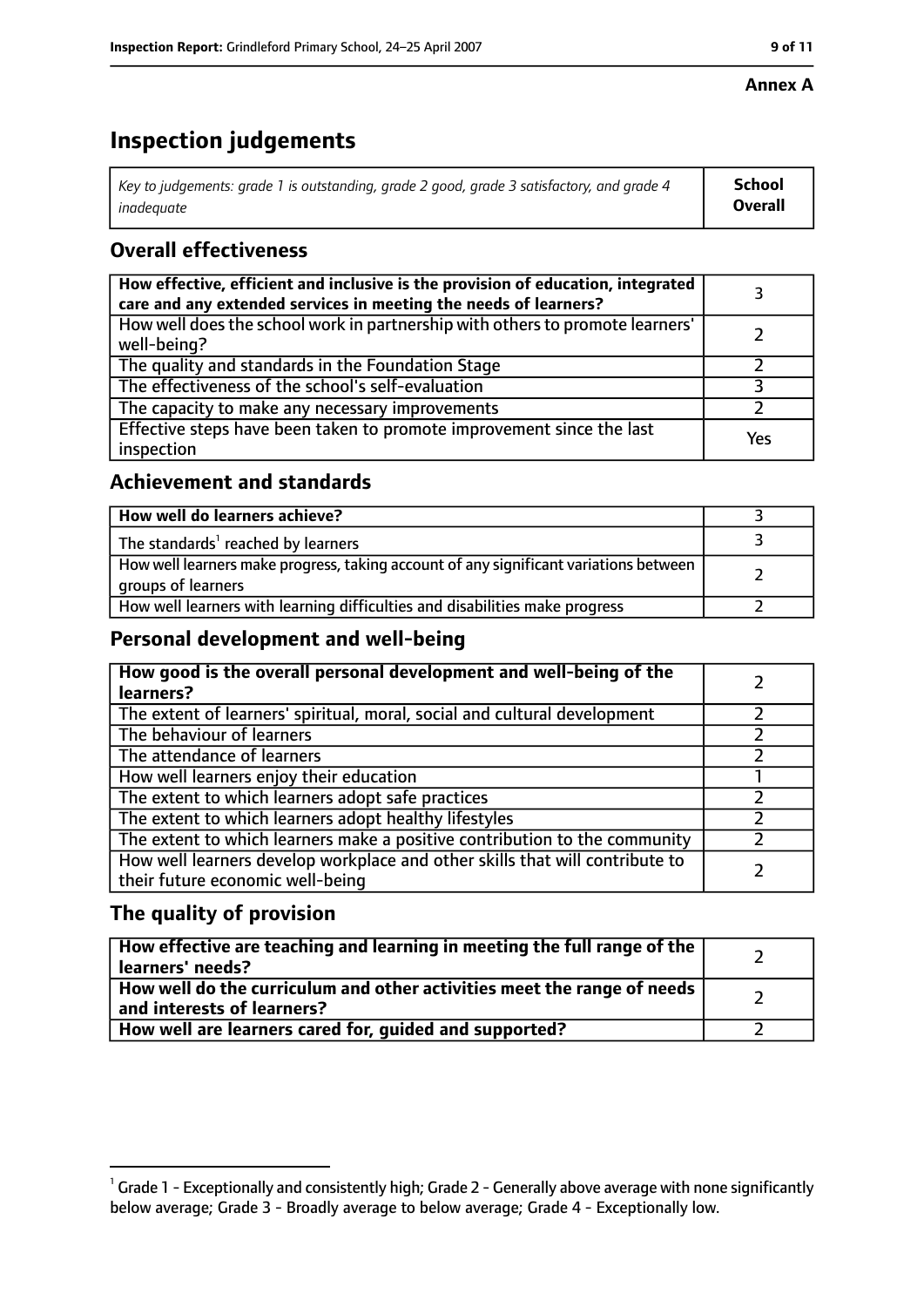**Annex A**

# Inspection judgements

| *Key to judgements: grade 1 is outstanding, grade 2 good, grade 3 satisfactory, and grade 4 inadequate* | **School Overall** |
|---|---|

## Overall effectiveness

| | |
|---|---|
| **How effective, efficient and inclusive is the provision of education, integrated care and any extended services in meeting the needs of learners?** | 3 |
| How well does the school work in partnership with others to promote learners' well-being? | 2 |
| The quality and standards in the Foundation Stage | 2 |
| The effectiveness of the school's self-evaluation | 3 |
| The capacity to make any necessary improvements | 2 |
| Effective steps have been taken to promote improvement since the last inspection | Yes |

## Achievement and standards

| | |
|---|---|
| **How well do learners achieve?** | 3 |
| The standards[1] reached by learners | 3 |
| How well learners make progress, taking account of any significant variations between groups of learners | 2 |
| How well learners with learning difficulties and disabilities make progress | 2 |

## Personal development and well-being

| | |
|---|---|
| **How good is the overall personal development and well-being of the learners?** | 2 |
| The extent of learners' spiritual, moral, social and cultural development | 2 |
| The behaviour of learners | 2 |
| The attendance of learners | 2 |
| How well learners enjoy their education | 1 |
| The extent to which learners adopt safe practices | 2 |
| The extent to which learners adopt healthy lifestyles | 2 |
| The extent to which learners make a positive contribution to the community | 2 |
| How well learners develop workplace and other skills that will contribute to their future economic well-being | 2 |

## The quality of provision

| | |
|---|---|
| **How effective are teaching and learning in meeting the full range of the learners' needs?** | 2 |
| **How well do the curriculum and other activities meet the range of needs and interests of learners?** | 2 |
| **How well are learners cared for, guided and supported?** | 2 |

[1] Grade 1 - Exceptionally and consistently high; Grade 2 - Generally above average with none significantly below average; Grade 3 - Broadly average to below average; Grade 4 - Exceptionally low.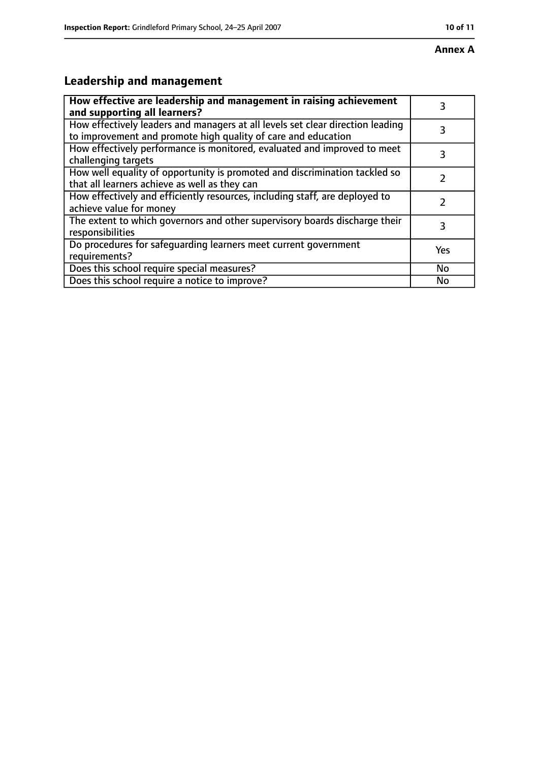**Annex A**

## Leadership and management

| **How effective are leadership and management in raising achievement and supporting all learners?** | 3 |
|---|---|
| How effectively leaders and managers at all levels set clear direction leading to improvement and promote high quality of care and education | 3 |
| How effectively performance is monitored, evaluated and improved to meet challenging targets | 3 |
| How well equality of opportunity is promoted and discrimination tackled so that all learners achieve as well as they can | 2 |
| How effectively and efficiently resources, including staff, are deployed to achieve value for money | 2 |
| The extent to which governors and other supervisory boards discharge their responsibilities | 3 |
| Do procedures for safeguarding learners meet current government requirements? | Yes |
| Does this school require special measures? | No |
| Does this school require a notice to improve? | No |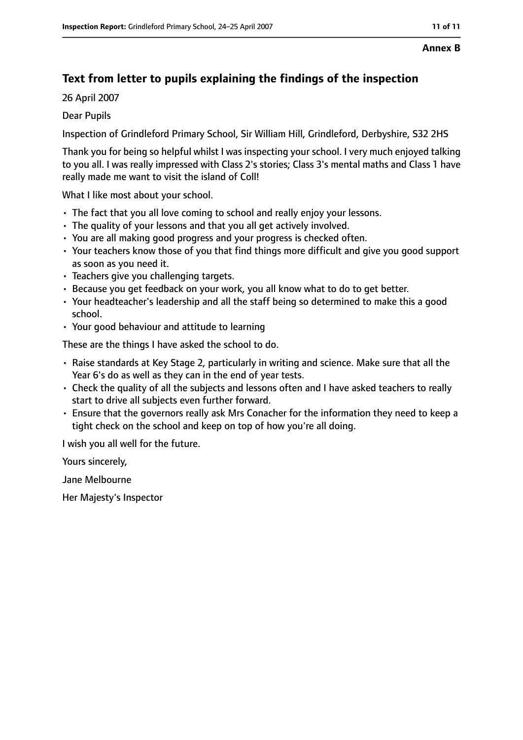**Annex B**

## Text from letter to pupils explaining the findings of the inspection

26 April 2007

Dear Pupils

Inspection of Grindleford Primary School, Sir William Hill, Grindleford, Derbyshire, S32 2HS

Thank you for being so helpful whilst I was inspecting your school. I very much enjoyed talking to you all. I was really impressed with Class 2's stories; Class 3's mental maths and Class 1 have really made me want to visit the island of Coll!

What I like most about your school.

- The fact that you all love coming to school and really enjoy your lessons.
- The quality of your lessons and that you all get actively involved.
- You are all making good progress and your progress is checked often.
- Your teachers know those of you that find things more difficult and give you good support as soon as you need it.
- Teachers give you challenging targets.
- Because you get feedback on your work, you all know what to do to get better.
- Your headteacher's leadership and all the staff being so determined to make this a good school.
- Your good behaviour and attitude to learning

These are the things I have asked the school to do.

- Raise standards at Key Stage 2, particularly in writing and science. Make sure that all the Year 6's do as well as they can in the end of year tests.
- Check the quality of all the subjects and lessons often and I have asked teachers to really start to drive all subjects even further forward.
- Ensure that the governors really ask Mrs Conacher for the information they need to keep a tight check on the school and keep on top of how you're all doing.

I wish you all well for the future.

Yours sincerely,

Jane Melbourne

Her Majesty's Inspector